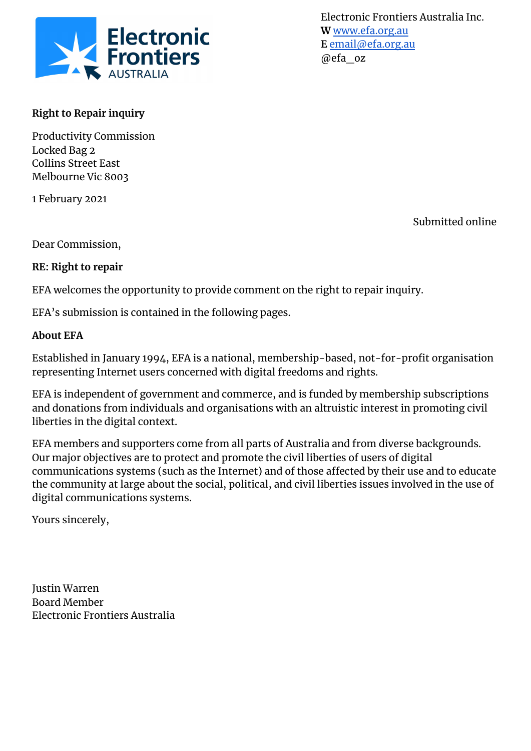Electronic Frontiers Australia Inc.
**W** www.efa.org.au
**E** email@efa.org.au
@efa_oz

**Right to Repair inquiry**

Productivity Commission
Locked Bag 2
Collins Street East
Melbourne Vic 8003

1 February 2021

Submitted online

Dear Commission,

**RE: Right to repair**

EFA welcomes the opportunity to provide comment on the right to repair inquiry.

EFA's submission is contained in the following pages.

**About EFA**

Established in January 1994, EFA is a national, membership-based, not-for-profit organisation representing Internet users concerned with digital freedoms and rights.

EFA is independent of government and commerce, and is funded by membership subscriptions and donations from individuals and organisations with an altruistic interest in promoting civil liberties in the digital context.

EFA members and supporters come from all parts of Australia and from diverse backgrounds. Our major objectives are to protect and promote the civil liberties of users of digital communications systems (such as the Internet) and of those affected by their use and to educate the community at large about the social, political, and civil liberties issues involved in the use of digital communications systems.

Yours sincerely,

Justin Warren
Board Member
Electronic Frontiers Australia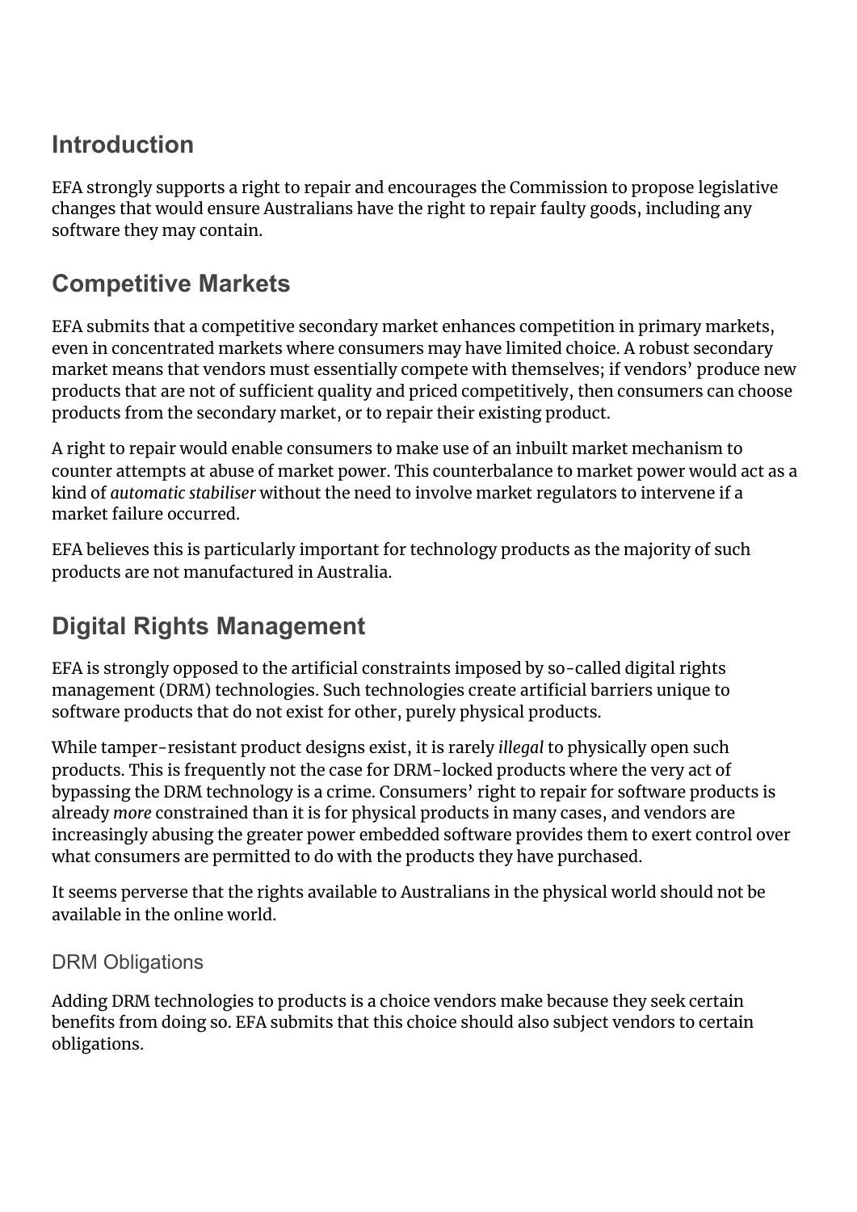## Introduction

EFA strongly supports a right to repair and encourages the Commission to propose legislative changes that would ensure Australians have the right to repair faulty goods, including any software they may contain.

## Competitive Markets

EFA submits that a competitive secondary market enhances competition in primary markets, even in concentrated markets where consumers may have limited choice. A robust secondary market means that vendors must essentially compete with themselves; if vendors' produce new products that are not of sufficient quality and priced competitively, then consumers can choose products from the secondary market, or to repair their existing product.

A right to repair would enable consumers to make use of an inbuilt market mechanism to counter attempts at abuse of market power. This counterbalance to market power would act as a kind of *automatic stabiliser* without the need to involve market regulators to intervene if a market failure occurred.

EFA believes this is particularly important for technology products as the majority of such products are not manufactured in Australia.

## Digital Rights Management

EFA is strongly opposed to the artificial constraints imposed by so-called digital rights management (DRM) technologies. Such technologies create artificial barriers unique to software products that do not exist for other, purely physical products.

While tamper-resistant product designs exist, it is rarely *illegal* to physically open such products. This is frequently not the case for DRM-locked products where the very act of bypassing the DRM technology is a crime. Consumers' right to repair for software products is already *more* constrained than it is for physical products in many cases, and vendors are increasingly abusing the greater power embedded software provides them to exert control over what consumers are permitted to do with the products they have purchased.

It seems perverse that the rights available to Australians in the physical world should not be available in the online world.

### DRM Obligations

Adding DRM technologies to products is a choice vendors make because they seek certain benefits from doing so. EFA submits that this choice should also subject vendors to certain obligations.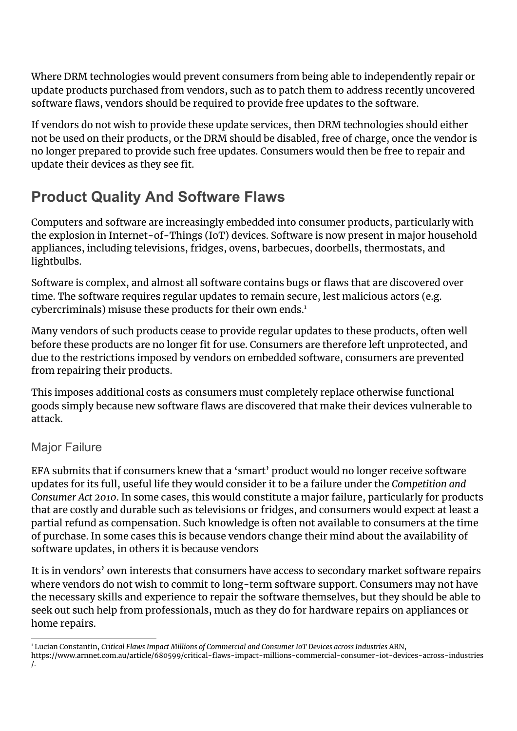Where DRM technologies would prevent consumers from being able to independently repair or update products purchased from vendors, such as to patch them to address recently uncovered software flaws, vendors should be required to provide free updates to the software.

If vendors do not wish to provide these update services, then DRM technologies should either not be used on their products, or the DRM should be disabled, free of charge, once the vendor is no longer prepared to provide such free updates. Consumers would then be free to repair and update their devices as they see fit.

## Product Quality And Software Flaws

Computers and software are increasingly embedded into consumer products, particularly with the explosion in Internet-of-Things (IoT) devices. Software is now present in major household appliances, including televisions, fridges, ovens, barbecues, doorbells, thermostats, and lightbulbs.

Software is complex, and almost all software contains bugs or flaws that are discovered over time. The software requires regular updates to remain secure, lest malicious actors (e.g. cybercriminals) misuse these products for their own ends.[1]

Many vendors of such products cease to provide regular updates to these products, often well before these products are no longer fit for use. Consumers are therefore left unprotected, and due to the restrictions imposed by vendors on embedded software, consumers are prevented from repairing their products.

This imposes additional costs as consumers must completely replace otherwise functional goods simply because new software flaws are discovered that make their devices vulnerable to attack.

### Major Failure

EFA submits that if consumers knew that a 'smart' product would no longer receive software updates for its full, useful life they would consider it to be a failure under the *Competition and Consumer Act 2010*. In some cases, this would constitute a major failure, particularly for products that are costly and durable such as televisions or fridges, and consumers would expect at least a partial refund as compensation. Such knowledge is often not available to consumers at the time of purchase. In some cases this is because vendors change their mind about the availability of software updates, in others it is because vendors

It is in vendors' own interests that consumers have access to secondary market software repairs where vendors do not wish to commit to long-term software support. Consumers may not have the necessary skills and experience to repair the software themselves, but they should be able to seek out such help from professionals, much as they do for hardware repairs on appliances or home repairs.

[1] Lucian Constantin, *Critical Flaws Impact Millions of Commercial and Consumer IoT Devices across Industries* ARN, https://www.arnnet.com.au/article/680599/critical-flaws-impact-millions-commercial-consumer-iot-devices-across-industries/.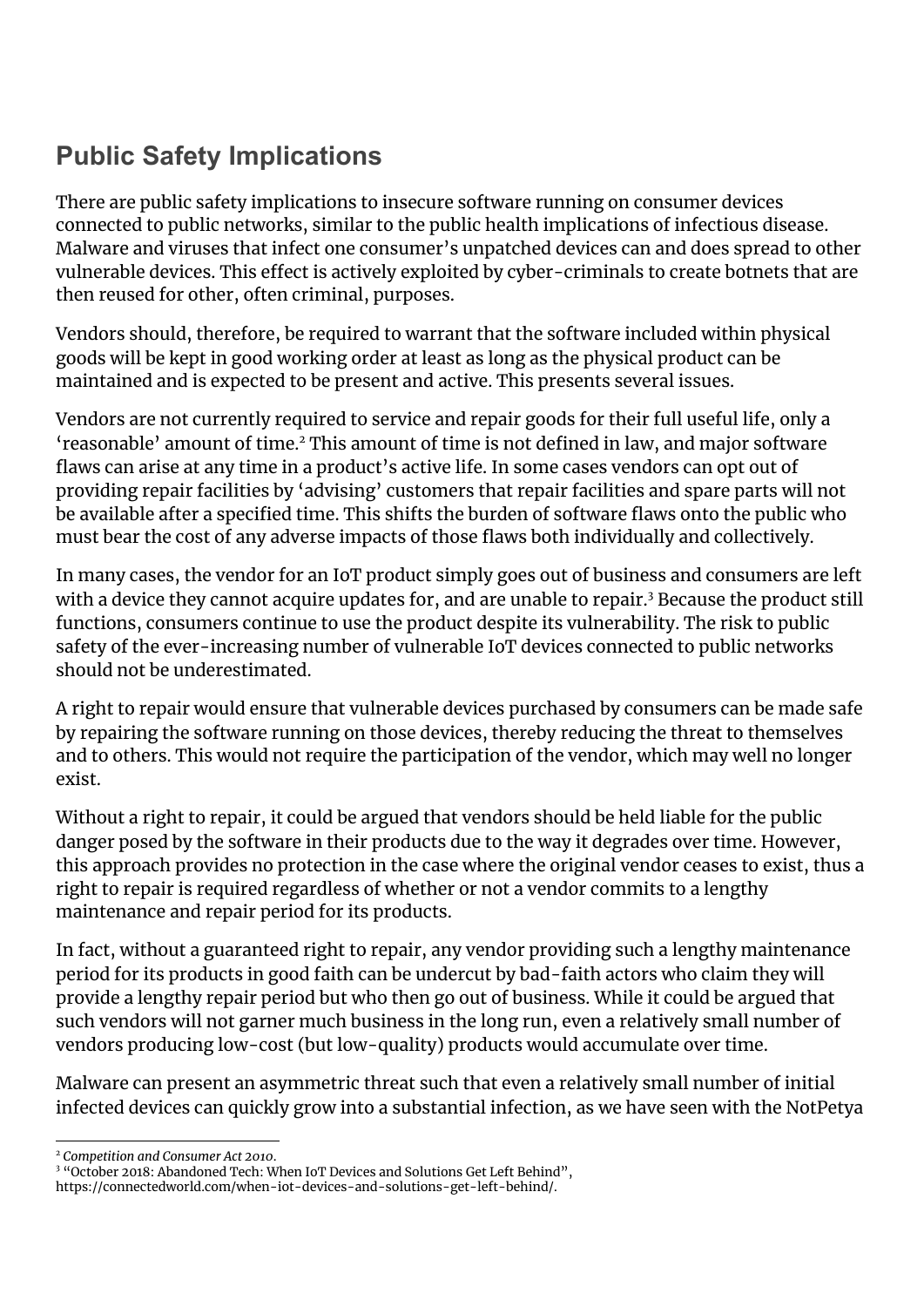## Public Safety Implications

There are public safety implications to insecure software running on consumer devices connected to public networks, similar to the public health implications of infectious disease. Malware and viruses that infect one consumer's unpatched devices can and does spread to other vulnerable devices. This effect is actively exploited by cyber-criminals to create botnets that are then reused for other, often criminal, purposes.

Vendors should, therefore, be required to warrant that the software included within physical goods will be kept in good working order at least as long as the physical product can be maintained and is expected to be present and active. This presents several issues.

Vendors are not currently required to service and repair goods for their full useful life, only a 'reasonable' amount of time.[2] This amount of time is not defined in law, and major software flaws can arise at any time in a product's active life. In some cases vendors can opt out of providing repair facilities by 'advising' customers that repair facilities and spare parts will not be available after a specified time. This shifts the burden of software flaws onto the public who must bear the cost of any adverse impacts of those flaws both individually and collectively.

In many cases, the vendor for an IoT product simply goes out of business and consumers are left with a device they cannot acquire updates for, and are unable to repair.[3] Because the product still functions, consumers continue to use the product despite its vulnerability. The risk to public safety of the ever-increasing number of vulnerable IoT devices connected to public networks should not be underestimated.

A right to repair would ensure that vulnerable devices purchased by consumers can be made safe by repairing the software running on those devices, thereby reducing the threat to themselves and to others. This would not require the participation of the vendor, which may well no longer exist.

Without a right to repair, it could be argued that vendors should be held liable for the public danger posed by the software in their products due to the way it degrades over time. However, this approach provides no protection in the case where the original vendor ceases to exist, thus a right to repair is required regardless of whether or not a vendor commits to a lengthy maintenance and repair period for its products.

In fact, without a guaranteed right to repair, any vendor providing such a lengthy maintenance period for its products in good faith can be undercut by bad-faith actors who claim they will provide a lengthy repair period but who then go out of business. While it could be argued that such vendors will not garner much business in the long run, even a relatively small number of vendors producing low-cost (but low-quality) products would accumulate over time.

Malware can present an asymmetric threat such that even a relatively small number of initial infected devices can quickly grow into a substantial infection, as we have seen with the NotPetya

---

[2] *Competition and Consumer Act 2010*.

[3] "October 2018: Abandoned Tech: When IoT Devices and Solutions Get Left Behind", https://connectedworld.com/when-iot-devices-and-solutions-get-left-behind/.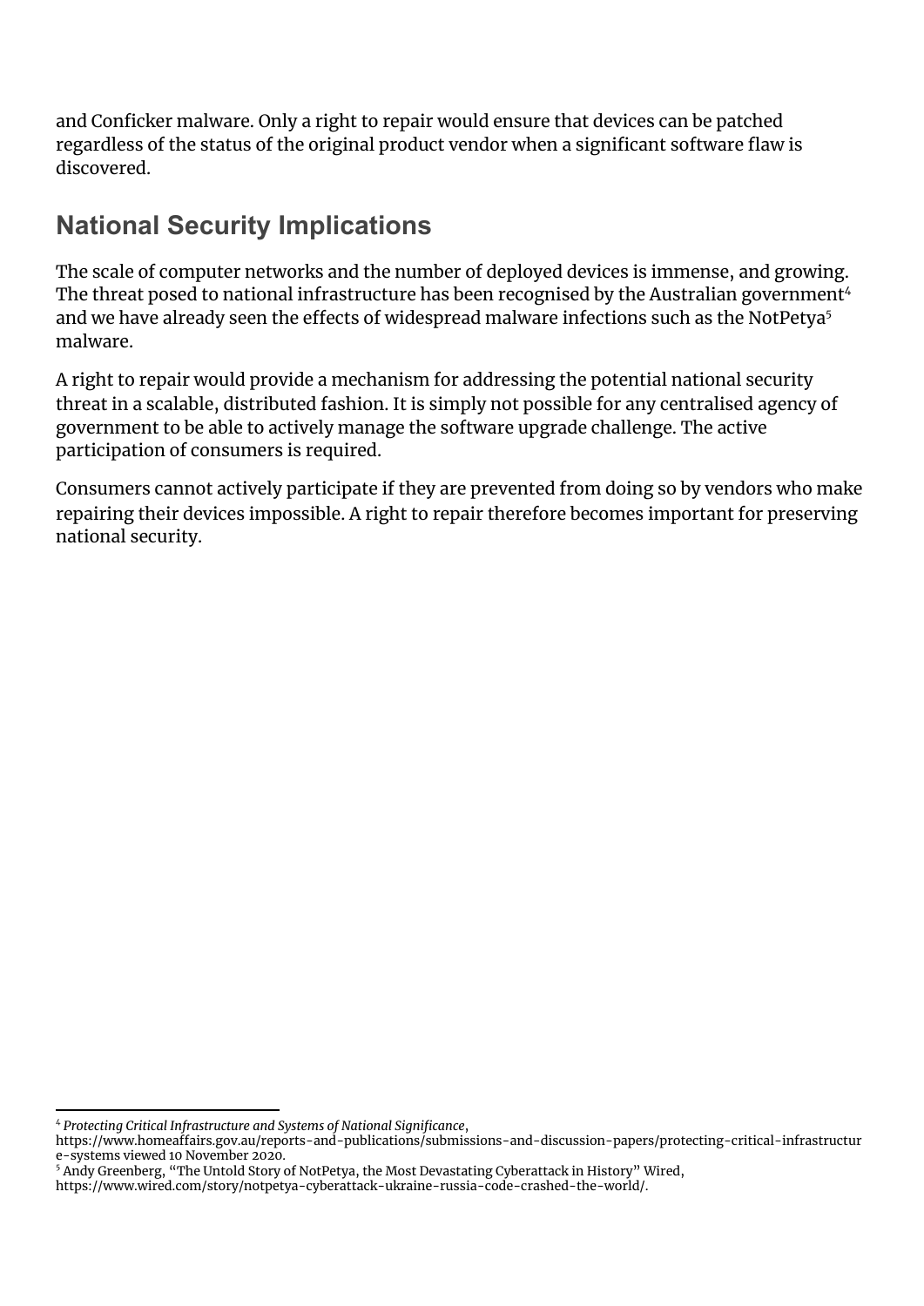and Conficker malware. Only a right to repair would ensure that devices can be patched regardless of the status of the original product vendor when a significant software flaw is discovered.

## National Security Implications

The scale of computer networks and the number of deployed devices is immense, and growing. The threat posed to national infrastructure has been recognised by the Australian government[4] and we have already seen the effects of widespread malware infections such as the NotPetya[5] malware.

A right to repair would provide a mechanism for addressing the potential national security threat in a scalable, distributed fashion. It is simply not possible for any centralised agency of government to be able to actively manage the software upgrade challenge. The active participation of consumers is required.

Consumers cannot actively participate if they are prevented from doing so by vendors who make repairing their devices impossible. A right to repair therefore becomes important for preserving national security.

---

[4] *Protecting Critical Infrastructure and Systems of National Significance*, https://www.homeaffairs.gov.au/reports-and-publications/submissions-and-discussion-papers/protecting-critical-infrastructure-systems viewed 10 November 2020.

[5] Andy Greenberg, "The Untold Story of NotPetya, the Most Devastating Cyberattack in History" Wired, https://www.wired.com/story/notpetya-cyberattack-ukraine-russia-code-crashed-the-world/.